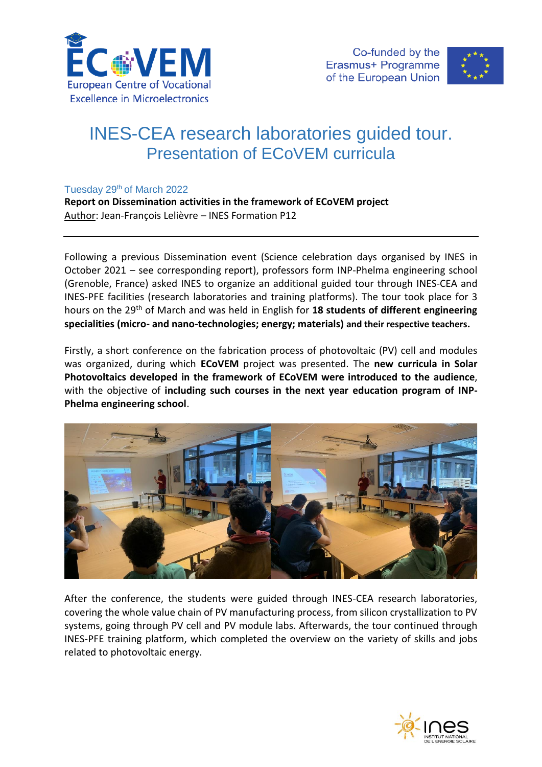# INES-CEA research laboratories guided tour.
## Presentation of ECoVEM curricula

Tuesday 29th of March 2022

**Report on Dissemination activities in the framework of ECoVEM project**

Author: Jean-François Lelièvre – INES Formation P12

---

Following a previous Dissemination event (Science celebration days organised by INES in October 2021 – see corresponding report), professors form INP-Phelma engineering school (Grenoble, France) asked INES to organize an additional guided tour through INES-CEA and INES-PFE facilities (research laboratories and training platforms). The tour took place for 3 hours on the 29th of March and was held in English for **18 students of different engineering specialities (micro- and nano-technologies; energy; materials) and their respective teachers.**

Firstly, a short conference on the fabrication process of photovoltaic (PV) cell and modules was organized, during which **ECoVEM** project was presented. The **new curricula in Solar Photovoltaics developed in the framework of ECoVEM were introduced to the audience**, with the objective of **including such courses in the next year education program of INP-Phelma engineering school**.

After the conference, the students were guided through INES-CEA research laboratories, covering the whole value chain of PV manufacturing process, from silicon crystallization to PV systems, going through PV cell and PV module labs. Afterwards, the tour continued through INES-PFE training platform, which completed the overview on the variety of skills and jobs related to photovoltaic energy.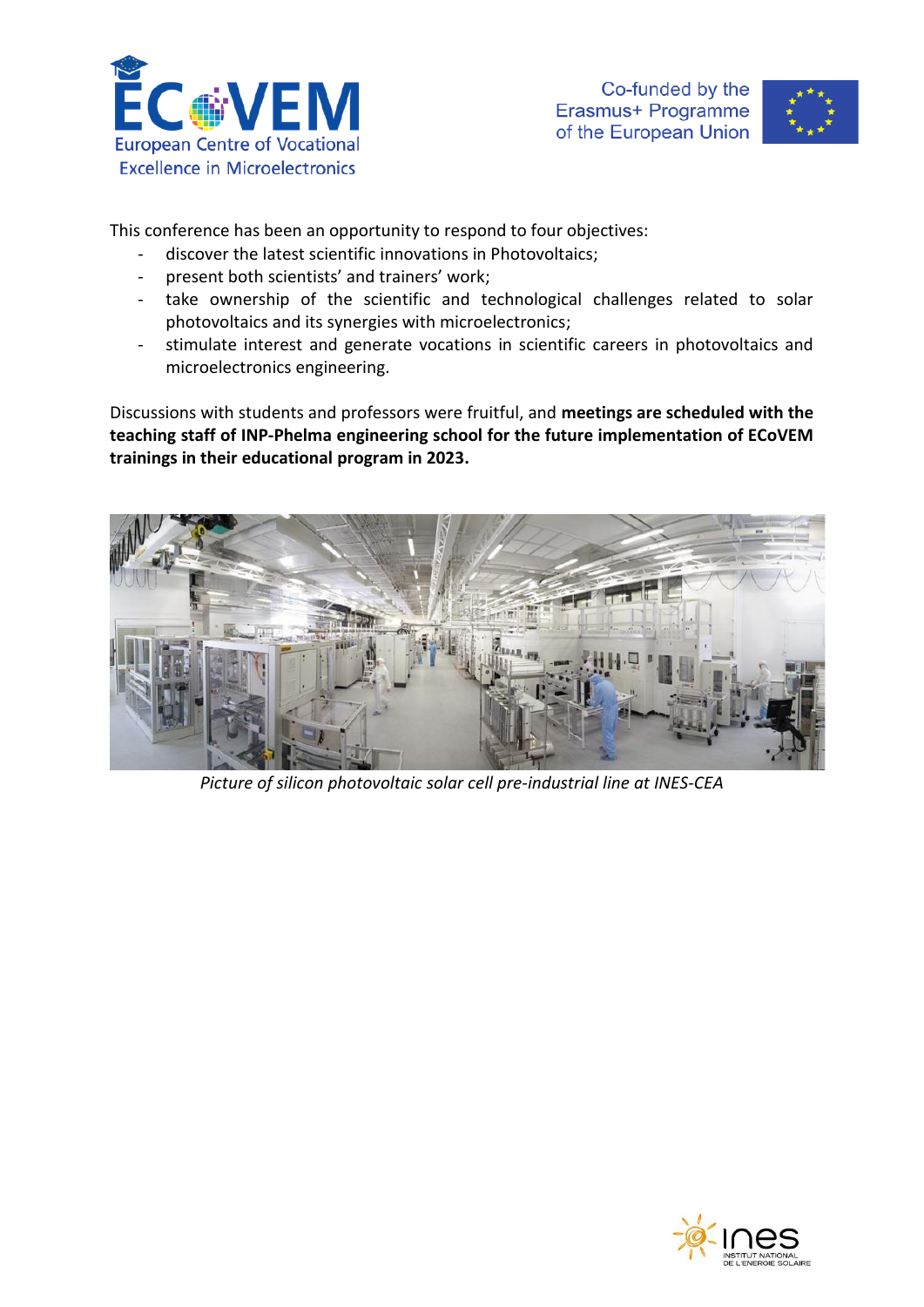This conference has been an opportunity to respond to four objectives:

- discover the latest scientific innovations in Photovoltaics;
- present both scientists' and trainers' work;
- take ownership of the scientific and technological challenges related to solar photovoltaics and its synergies with microelectronics;
- stimulate interest and generate vocations in scientific careers in photovoltaics and microelectronics engineering.

Discussions with students and professors were fruitful, and **meetings are scheduled with the teaching staff of INP-Phelma engineering school for the future implementation of ECoVEM trainings in their educational program in 2023.**

*Picture of silicon photovoltaic solar cell pre-industrial line at INES-CEA*